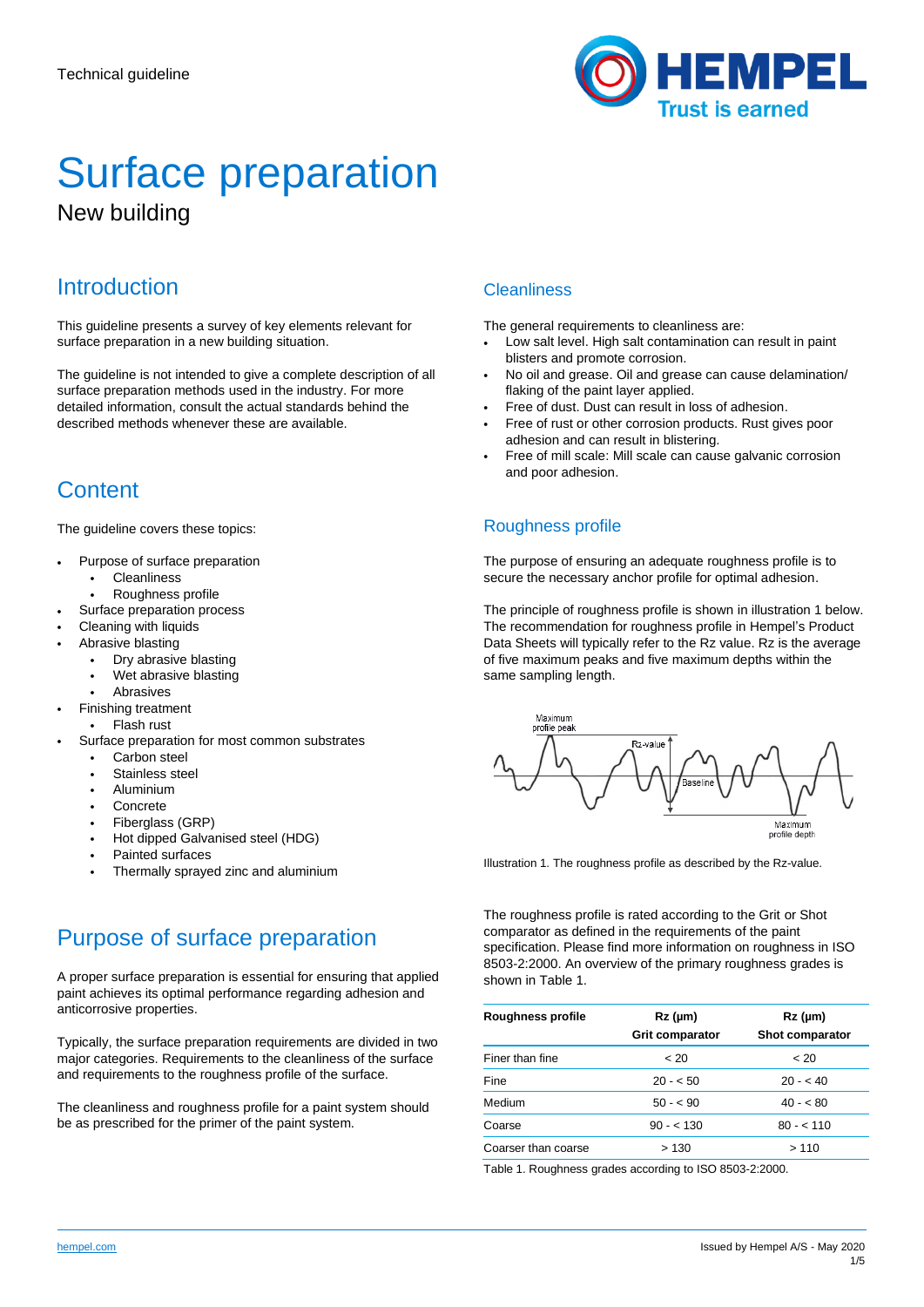Technical guideline

# Surface preparation

New building

## Introduction

This guideline presents a survey of key elements relevant for surface preparation in a new building situation.

The guideline is not intended to give a complete description of all surface preparation methods used in the industry. For more detailed information, consult the actual standards behind the described methods whenever these are available.

## Content

The guideline covers these topics:

- Purpose of surface preparation
  - Cleanliness
  - Roughness profile
- Surface preparation process
- Cleaning with liquids
- Abrasive blasting
  - Dry abrasive blasting
  - Wet abrasive blasting
  - Abrasives
- Finishing treatment
  - Flash rust
- Surface preparation for most common substrates
  - Carbon steel
  - Stainless steel
  - Aluminium
  - Concrete
  - Fiberglass (GRP)
  - Hot dipped Galvanised steel (HDG)
  - Painted surfaces
  - Thermally sprayed zinc and aluminium

## Purpose of surface preparation

A proper surface preparation is essential for ensuring that applied paint achieves its optimal performance regarding adhesion and anticorrosive properties.

Typically, the surface preparation requirements are divided in two major categories. Requirements to the cleanliness of the surface and requirements to the roughness profile of the surface.

The cleanliness and roughness profile for a paint system should be as prescribed for the primer of the paint system.

### Cleanliness

The general requirements to cleanliness are:

- Low salt level. High salt contamination can result in paint blisters and promote corrosion.
- No oil and grease. Oil and grease can cause delamination/ flaking of the paint layer applied.
- Free of dust. Dust can result in loss of adhesion.
- Free of rust or other corrosion products. Rust gives poor adhesion and can result in blistering.
- Free of mill scale: Mill scale can cause galvanic corrosion and poor adhesion.

### Roughness profile

The purpose of ensuring an adequate roughness profile is to secure the necessary anchor profile for optimal adhesion.

The principle of roughness profile is shown in illustration 1 below. The recommendation for roughness profile in Hempel's Product Data Sheets will typically refer to the Rz value. Rz is the average of five maximum peaks and five maximum depths within the same sampling length.

Illustration 1. The roughness profile as described by the Rz-value.

The roughness profile is rated according to the Grit or Shot comparator as defined in the requirements of the paint specification. Please find more information on roughness in ISO 8503-2:2000. An overview of the primary roughness grades is shown in Table 1.

| Roughness profile | Rz (µm) Grit comparator | Rz (µm) Shot comparator |
|---|---|---|
| Finer than fine | < 20 | < 20 |
| Fine | 20 - < 50 | 20 - < 40 |
| Medium | 50 - < 90 | 40 - < 80 |
| Coarse | 90 - < 130 | 80 - < 110 |
| Coarser than coarse | > 130 | > 110 |

Table 1. Roughness grades according to ISO 8503-2:2000.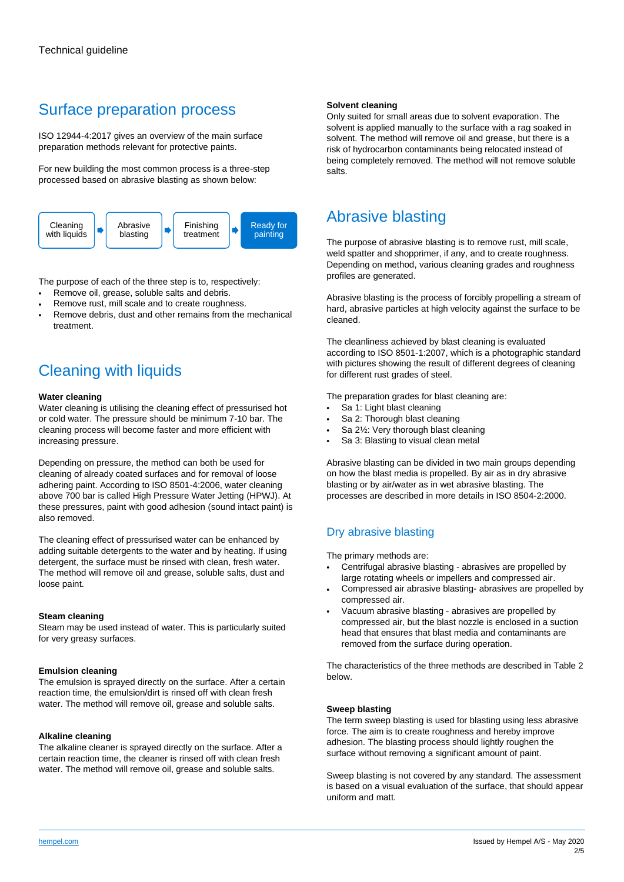# Surface preparation process

ISO 12944-4:2017 gives an overview of the main surface preparation methods relevant for protective paints.

For new building the most common process is a three-step processed based on abrasive blasting as shown below:

Cleaning with liquids ➡ Abrasive blasting ➡ Finishing treatment ➡ Ready for painting

The purpose of each of the three step is to, respectively:

- Remove oil, grease, soluble salts and debris.
- Remove rust, mill scale and to create roughness.
- Remove debris, dust and other remains from the mechanical treatment.

# Cleaning with liquids

**Water cleaning**
Water cleaning is utilising the cleaning effect of pressurised hot or cold water. The pressure should be minimum 7-10 bar. The cleaning process will become faster and more efficient with increasing pressure.

Depending on pressure, the method can both be used for cleaning of already coated surfaces and for removal of loose adhering paint. According to ISO 8501-4:2006, water cleaning above 700 bar is called High Pressure Water Jetting (HPWJ). At these pressures, paint with good adhesion (sound intact paint) is also removed.

The cleaning effect of pressurised water can be enhanced by adding suitable detergents to the water and by heating. If using detergent, the surface must be rinsed with clean, fresh water. The method will remove oil and grease, soluble salts, dust and loose paint.

**Steam cleaning**
Steam may be used instead of water. This is particularly suited for very greasy surfaces.

**Emulsion cleaning**
The emulsion is sprayed directly on the surface. After a certain reaction time, the emulsion/dirt is rinsed off with clean fresh water. The method will remove oil, grease and soluble salts.

**Alkaline cleaning**
The alkaline cleaner is sprayed directly on the surface. After a certain reaction time, the cleaner is rinsed off with clean fresh water. The method will remove oil, grease and soluble salts.

**Solvent cleaning**
Only suited for small areas due to solvent evaporation. The solvent is applied manually to the surface with a rag soaked in solvent. The method will remove oil and grease, but there is a risk of hydrocarbon contaminants being relocated instead of being completely removed. The method will not remove soluble salts.

# Abrasive blasting

The purpose of abrasive blasting is to remove rust, mill scale, weld spatter and shopprimer, if any, and to create roughness. Depending on method, various cleaning grades and roughness profiles are generated.

Abrasive blasting is the process of forcibly propelling a stream of hard, abrasive particles at high velocity against the surface to be cleaned.

The cleanliness achieved by blast cleaning is evaluated according to ISO 8501-1:2007, which is a photographic standard with pictures showing the result of different degrees of cleaning for different rust grades of steel.

The preparation grades for blast cleaning are:

- Sa 1: Light blast cleaning
- Sa 2: Thorough blast cleaning
- Sa 2½: Very thorough blast cleaning
- Sa 3: Blasting to visual clean metal

Abrasive blasting can be divided in two main groups depending on how the blast media is propelled. By air as in dry abrasive blasting or by air/water as in wet abrasive blasting. The processes are described in more details in ISO 8504-2:2000.

## Dry abrasive blasting

The primary methods are:

- Centrifugal abrasive blasting - abrasives are propelled by large rotating wheels or impellers and compressed air.
- Compressed air abrasive blasting- abrasives are propelled by compressed air.
- Vacuum abrasive blasting - abrasives are propelled by compressed air, but the blast nozzle is enclosed in a suction head that ensures that blast media and contaminants are removed from the surface during operation.

The characteristics of the three methods are described in Table 2 below.

**Sweep blasting**
The term sweep blasting is used for blasting using less abrasive force. The aim is to create roughness and hereby improve adhesion. The blasting process should lightly roughen the surface without removing a significant amount of paint.

Sweep blasting is not covered by any standard. The assessment is based on a visual evaluation of the surface, that should appear uniform and matt.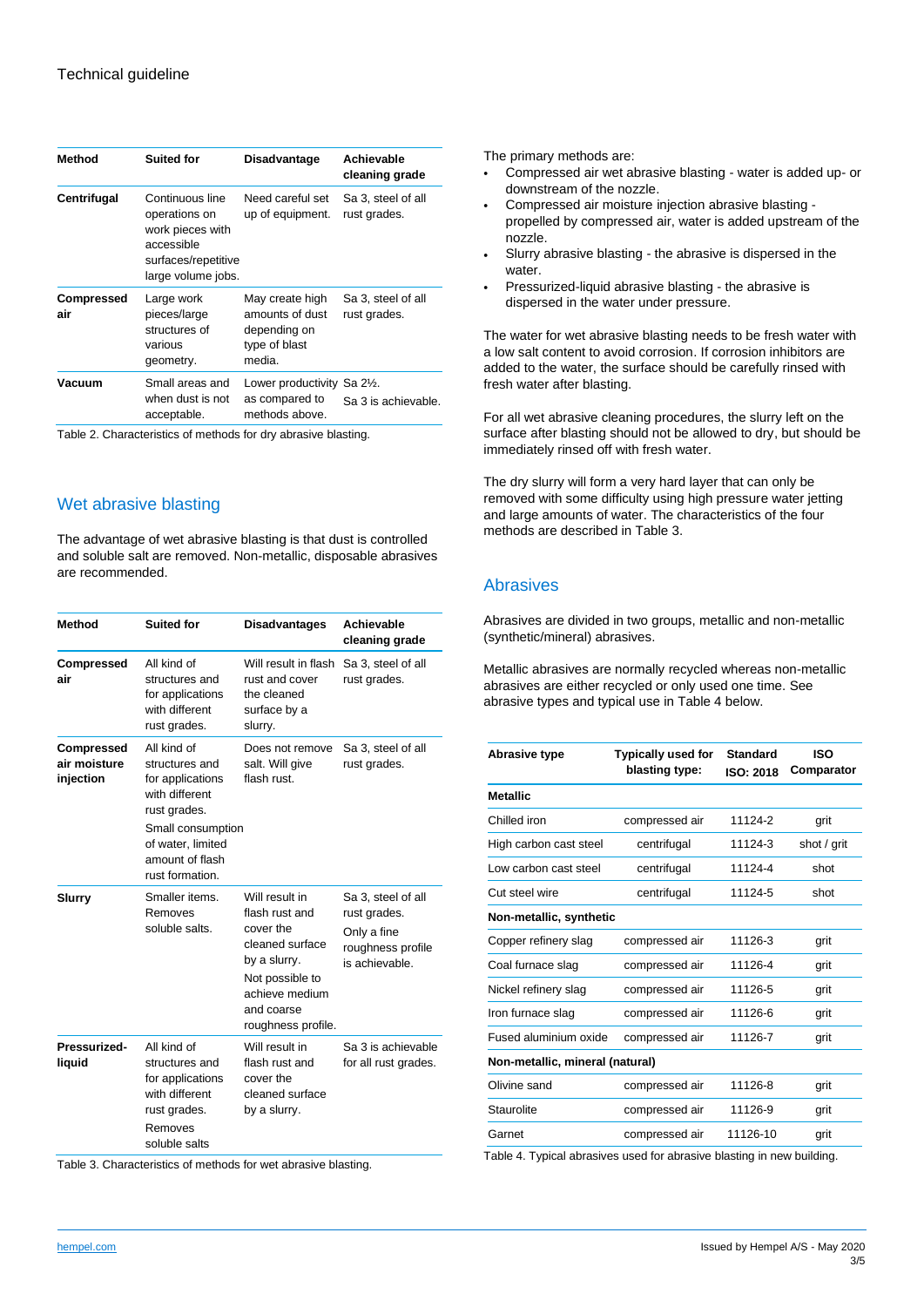| Method | Suited for | Disadvantage | Achievable cleaning grade |
|---|---|---|---|
| **Centrifugal** | Continuous line operations on work pieces with accessible surfaces/repetitive large volume jobs. | Need careful set up of equipment. | Sa 3, steel of all rust grades. |
| **Compressed air** | Large work pieces/large structures of various geometry. | May create high amounts of dust depending on type of blast media. | Sa 3, steel of all rust grades. |
| **Vacuum** | Small areas and when dust is not acceptable. | Lower productivity as compared to methods above. | Sa 2½. Sa 3 is achievable. |

Table 2. Characteristics of methods for dry abrasive blasting.

## Wet abrasive blasting

The advantage of wet abrasive blasting is that dust is controlled and soluble salt are removed. Non-metallic, disposable abrasives are recommended.

| Method | Suited for | Disadvantages | Achievable cleaning grade |
|---|---|---|---|
| **Compressed air** | All kind of structures and for applications with different rust grades. | Will result in flash rust and cover the cleaned surface by a slurry. | Sa 3, steel of all rust grades. |
| **Compressed air moisture injection** | All kind of structures and for applications with different rust grades. Small consumption of water, limited amount of flash rust formation. | Does not remove salt. Will give flash rust. | Sa 3, steel of all rust grades. |
| **Slurry** | Smaller items. Removes soluble salts. | Will result in flash rust and cover the cleaned surface by a slurry. Not possible to achieve medium and coarse roughness profile. | Sa 3, steel of all rust grades. Only a fine roughness profile is achievable. |
| **Pressurized-liquid** | All kind of structures and for applications with different rust grades. Removes soluble salts | Will result in flash rust and cover the cleaned surface by a slurry. | Sa 3 is achievable for all rust grades. |

Table 3. Characteristics of methods for wet abrasive blasting.

The primary methods are:

- Compressed air wet abrasive blasting - water is added up- or downstream of the nozzle.
- Compressed air moisture injection abrasive blasting - propelled by compressed air, water is added upstream of the nozzle.
- Slurry abrasive blasting - the abrasive is dispersed in the water.
- Pressurized-liquid abrasive blasting - the abrasive is dispersed in the water under pressure.

The water for wet abrasive blasting needs to be fresh water with a low salt content to avoid corrosion. If corrosion inhibitors are added to the water, the surface should be carefully rinsed with fresh water after blasting.

For all wet abrasive cleaning procedures, the slurry left on the surface after blasting should not be allowed to dry, but should be immediately rinsed off with fresh water.

The dry slurry will form a very hard layer that can only be removed with some difficulty using high pressure water jetting and large amounts of water. The characteristics of the four methods are described in Table 3.

## Abrasives

Abrasives are divided in two groups, metallic and non-metallic (synthetic/mineral) abrasives.

Metallic abrasives are normally recycled whereas non-metallic abrasives are either recycled or only used one time. See abrasive types and typical use in Table 4 below.

| Abrasive type | Typically used for blasting type: | Standard ISO: 2018 | ISO Comparator |
|---|---|---|---|
| **Metallic** | | | |
| Chilled iron | compressed air | 11124-2 | grit |
| High carbon cast steel | centrifugal | 11124-3 | shot / grit |
| Low carbon cast steel | centrifugal | 11124-4 | shot |
| Cut steel wire | centrifugal | 11124-5 | shot |
| **Non-metallic, synthetic** | | | |
| Copper refinery slag | compressed air | 11126-3 | grit |
| Coal furnace slag | compressed air | 11126-4 | grit |
| Nickel refinery slag | compressed air | 11126-5 | grit |
| Iron furnace slag | compressed air | 11126-6 | grit |
| Fused aluminium oxide | compressed air | 11126-7 | grit |
| **Non-metallic, mineral (natural)** | | | |
| Olivine sand | compressed air | 11126-8 | grit |
| Staurolite | compressed air | 11126-9 | grit |
| Garnet | compressed air | 11126-10 | grit |

Table 4. Typical abrasives used for abrasive blasting in new building.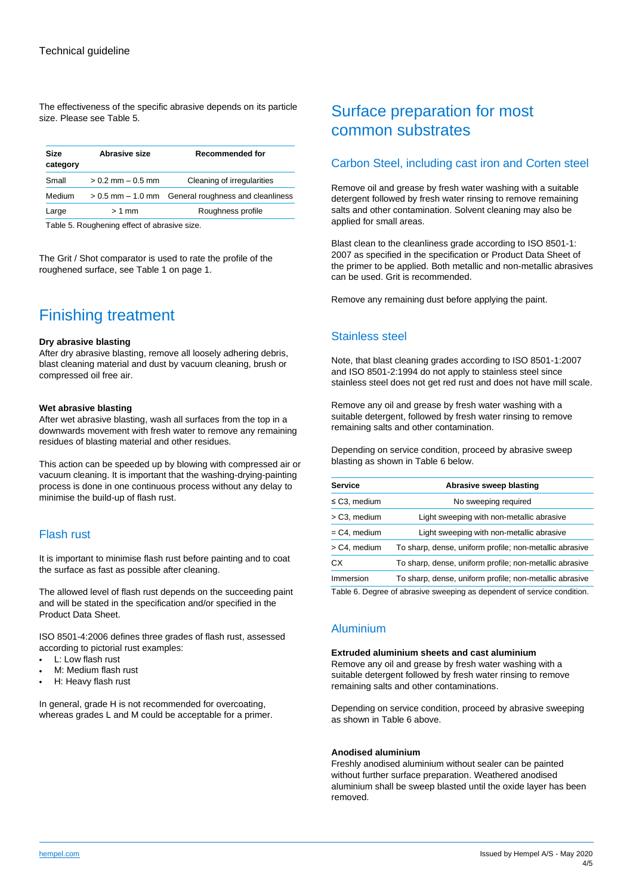The effectiveness of the specific abrasive depends on its particle size. Please see Table 5.

| Size category | Abrasive size | Recommended for |
|---|---|---|
| Small | > 0.2 mm – 0.5 mm | Cleaning of irregularities |
| Medium | > 0.5 mm – 1.0 mm | General roughness and cleanliness |
| Large | > 1 mm | Roughness profile |

Table 5. Roughening effect of abrasive size.

The Grit / Shot comparator is used to rate the profile of the roughened surface, see Table 1 on page 1.

# Finishing treatment

**Dry abrasive blasting**
After dry abrasive blasting, remove all loosely adhering debris, blast cleaning material and dust by vacuum cleaning, brush or compressed oil free air.

**Wet abrasive blasting**
After wet abrasive blasting, wash all surfaces from the top in a downwards movement with fresh water to remove any remaining residues of blasting material and other residues.

This action can be speeded up by blowing with compressed air or vacuum cleaning. It is important that the washing-drying-painting process is done in one continuous process without any delay to minimise the build-up of flash rust.

## Flash rust

It is important to minimise flash rust before painting and to coat the surface as fast as possible after cleaning.

The allowed level of flash rust depends on the succeeding paint and will be stated in the specification and/or specified in the Product Data Sheet.

ISO 8501-4:2006 defines three grades of flash rust, assessed according to pictorial rust examples:

- L: Low flash rust
- M: Medium flash rust
- H: Heavy flash rust

In general, grade H is not recommended for overcoating, whereas grades L and M could be acceptable for a primer.

# Surface preparation for most common substrates

## Carbon Steel, including cast iron and Corten steel

Remove oil and grease by fresh water washing with a suitable detergent followed by fresh water rinsing to remove remaining salts and other contamination. Solvent cleaning may also be applied for small areas.

Blast clean to the cleanliness grade according to ISO 8501-1: 2007 as specified in the specification or Product Data Sheet of the primer to be applied. Both metallic and non-metallic abrasives can be used. Grit is recommended.

Remove any remaining dust before applying the paint.

## Stainless steel

Note, that blast cleaning grades according to ISO 8501-1:2007 and ISO 8501-2:1994 do not apply to stainless steel since stainless steel does not get red rust and does not have mill scale.

Remove any oil and grease by fresh water washing with a suitable detergent, followed by fresh water rinsing to remove remaining salts and other contamination.

Depending on service condition, proceed by abrasive sweep blasting as shown in Table 6 below.

| Service | Abrasive sweep blasting |
|---|---|
| ≤ C3, medium | No sweeping required |
| > C3, medium | Light sweeping with non-metallic abrasive |
| = C4, medium | Light sweeping with non-metallic abrasive |
| > C4, medium | To sharp, dense, uniform profile; non-metallic abrasive |
| CX | To sharp, dense, uniform profile; non-metallic abrasive |
| Immersion | To sharp, dense, uniform profile; non-metallic abrasive |

Table 6. Degree of abrasive sweeping as dependent of service condition.

## Aluminium

**Extruded aluminium sheets and cast aluminium**
Remove any oil and grease by fresh water washing with a suitable detergent followed by fresh water rinsing to remove remaining salts and other contaminations.

Depending on service condition, proceed by abrasive sweeping as shown in Table 6 above.

**Anodised aluminium**
Freshly anodised aluminium without sealer can be painted without further surface preparation. Weathered anodised aluminium shall be sweep blasted until the oxide layer has been removed.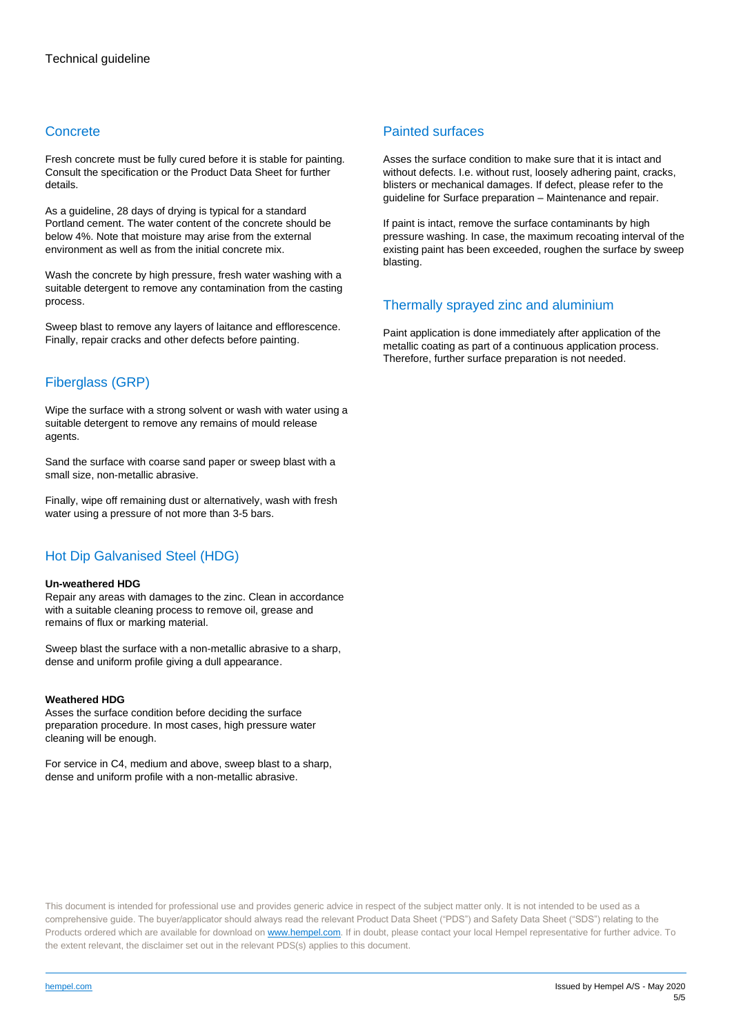## Concrete

Fresh concrete must be fully cured before it is stable for painting. Consult the specification or the Product Data Sheet for further details.

As a guideline, 28 days of drying is typical for a standard Portland cement. The water content of the concrete should be below 4%. Note that moisture may arise from the external environment as well as from the initial concrete mix.

Wash the concrete by high pressure, fresh water washing with a suitable detergent to remove any contamination from the casting process.

Sweep blast to remove any layers of laitance and efflorescence. Finally, repair cracks and other defects before painting.

## Fiberglass (GRP)

Wipe the surface with a strong solvent or wash with water using a suitable detergent to remove any remains of mould release agents.

Sand the surface with coarse sand paper or sweep blast with a small size, non-metallic abrasive.

Finally, wipe off remaining dust or alternatively, wash with fresh water using a pressure of not more than 3-5 bars.

## Hot Dip Galvanised Steel (HDG)

**Un-weathered HDG**
Repair any areas with damages to the zinc. Clean in accordance with a suitable cleaning process to remove oil, grease and remains of flux or marking material.

Sweep blast the surface with a non-metallic abrasive to a sharp, dense and uniform profile giving a dull appearance.

**Weathered HDG**
Asses the surface condition before deciding the surface preparation procedure. In most cases, high pressure water cleaning will be enough.

For service in C4, medium and above, sweep blast to a sharp, dense and uniform profile with a non-metallic abrasive.

## Painted surfaces

Asses the surface condition to make sure that it is intact and without defects. I.e. without rust, loosely adhering paint, cracks, blisters or mechanical damages. If defect, please refer to the guideline for Surface preparation – Maintenance and repair.

If paint is intact, remove the surface contaminants by high pressure washing. In case, the maximum recoating interval of the existing paint has been exceeded, roughen the surface by sweep blasting.

## Thermally sprayed zinc and aluminium

Paint application is done immediately after application of the metallic coating as part of a continuous application process. Therefore, further surface preparation is not needed.

This document is intended for professional use and provides generic advice in respect of the subject matter only. It is not intended to be used as a comprehensive guide. The buyer/applicator should always read the relevant Product Data Sheet ("PDS") and Safety Data Sheet ("SDS") relating to the Products ordered which are available for download on www.hempel.com. If in doubt, please contact your local Hempel representative for further advice. To the extent relevant, the disclaimer set out in the relevant PDS(s) applies to this document.